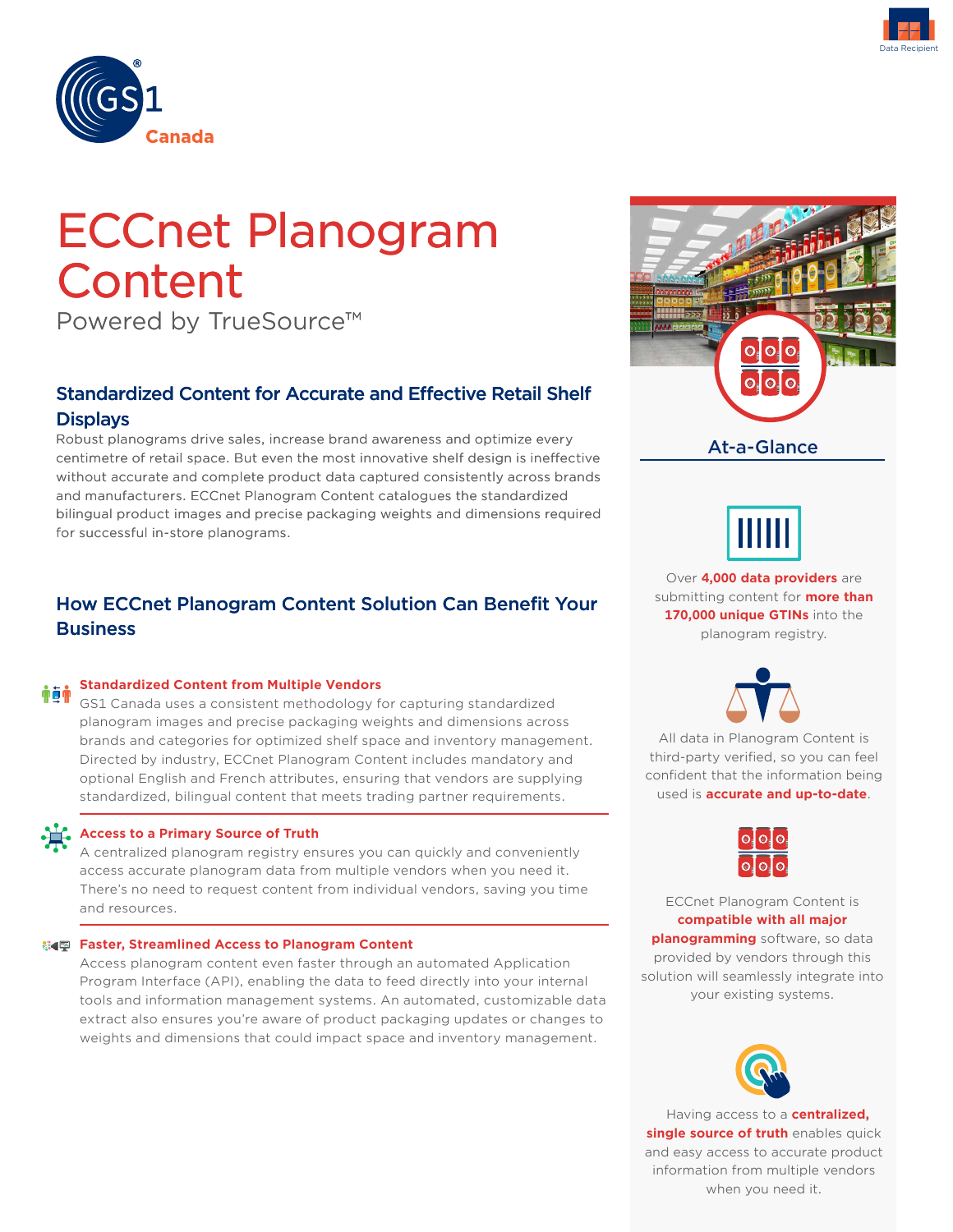Data Recipient

GS1 Canada

# ECCnet Planogram Content

Powered by TrueSource™

## Standardized Content for Accurate and Effective Retail Shelf Displays

Robust planograms drive sales, increase brand awareness and optimize every centimetre of retail space. But even the most innovative shelf design is ineffective without accurate and complete product data captured consistently across brands and manufacturers. ECCnet Planogram Content catalogues the standardized bilingual product images and precise packaging weights and dimensions required for successful in-store planograms.

## How ECCnet Planogram Content Solution Can Benefit Your Business

### Standardized Content from Multiple Vendors

GS1 Canada uses a consistent methodology for capturing standardized planogram images and precise packaging weights and dimensions across brands and categories for optimized shelf space and inventory management. Directed by industry, ECCnet Planogram Content includes mandatory and optional English and French attributes, ensuring that vendors are supplying standardized, bilingual content that meets trading partner requirements.

### Access to a Primary Source of Truth

A centralized planogram registry ensures you can quickly and conveniently access accurate planogram data from multiple vendors when you need it. There's no need to request content from individual vendors, saving you time and resources.

### Faster, Streamlined Access to Planogram Content

Access planogram content even faster through an automated Application Program Interface (API), enabling the data to feed directly into your internal tools and information management systems. An automated, customizable data extract also ensures you're aware of product packaging updates or changes to weights and dimensions that could impact space and inventory management.

## At-a-Glance

Over **4,000 data providers** are submitting content for **more than 170,000 unique GTINs** into the planogram registry.

All data in Planogram Content is third-party verified, so you can feel confident that the information being used is **accurate and up-to-date**.

ECCnet Planogram Content is **compatible with all major planogramming** software, so data provided by vendors through this solution will seamlessly integrate into your existing systems.

Having access to a **centralized, single source of truth** enables quick and easy access to accurate product information from multiple vendors when you need it.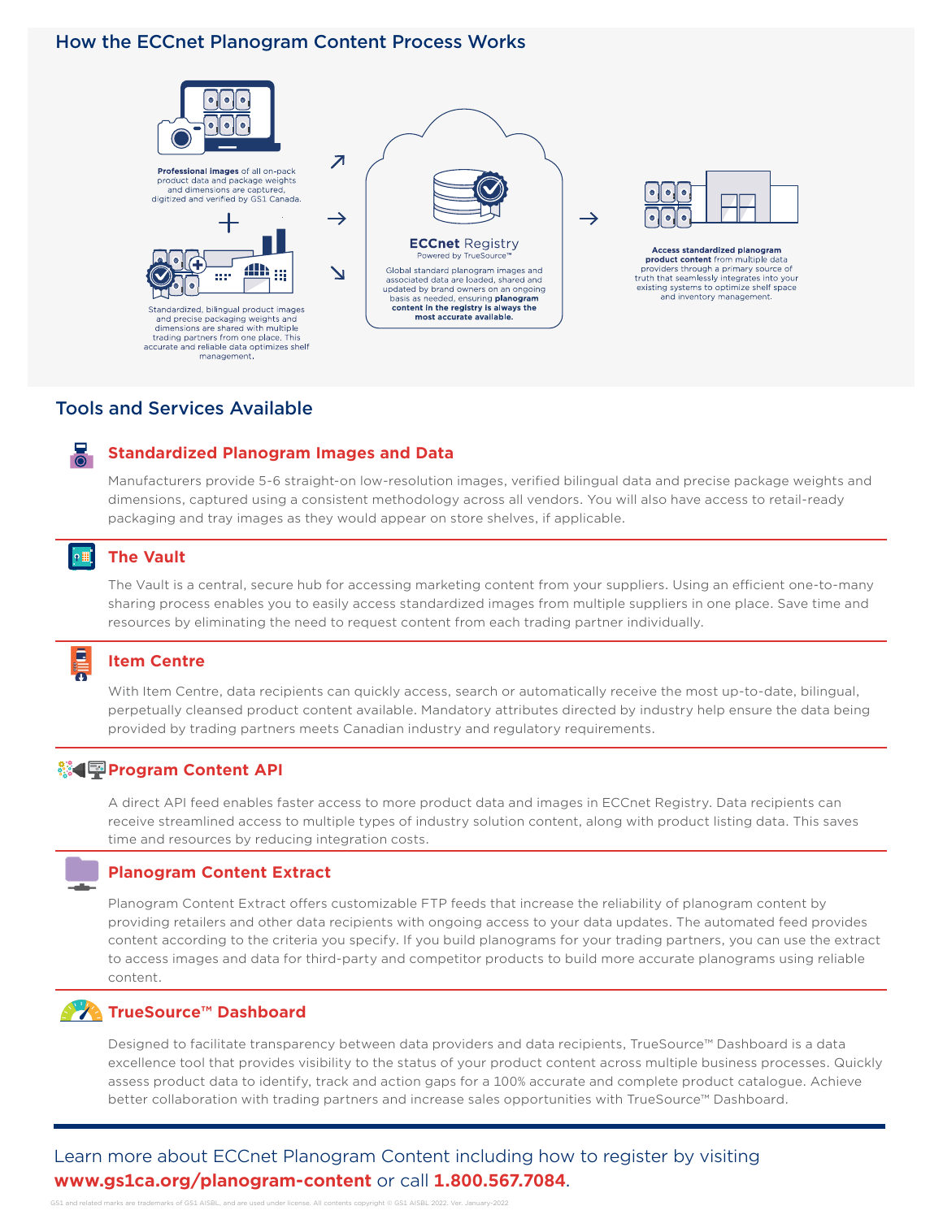## How the ECCnet Planogram Content Process Works

**Professional images** of all on-pack product data and package weights and dimensions are captured, digitized and verified by GS1 Canada.

+

Standardized, bilingual product images and precise packaging weights and dimensions are shared with multiple trading partners from one place. This accurate and reliable data optimizes shelf management.

**ECCnet Registry**
Powered by TrueSource™

Global standard planogram images and associated data are loaded, shared and updated by brand owners on an ongoing basis as needed, ensuring **planogram content in the registry is always the most accurate available.**

**Access standardized planogram product content** from multiple data providers through a primary source of truth that seamlessly integrates into your existing systems to optimize shelf space and inventory management.

## Tools and Services Available

### Standardized Planogram Images and Data

Manufacturers provide 5-6 straight-on low-resolution images, verified bilingual data and precise package weights and dimensions, captured using a consistent methodology across all vendors. You will also have access to retail-ready packaging and tray images as they would appear on store shelves, if applicable.

### The Vault

The Vault is a central, secure hub for accessing marketing content from your suppliers. Using an efficient one-to-many sharing process enables you to easily access standardized images from multiple suppliers in one place. Save time and resources by eliminating the need to request content from each trading partner individually.

### Item Centre

With Item Centre, data recipients can quickly access, search or automatically receive the most up-to-date, bilingual, perpetually cleansed product content available. Mandatory attributes directed by industry help ensure the data being provided by trading partners meets Canadian industry and regulatory requirements.

### Program Content API

A direct API feed enables faster access to more product data and images in ECCnet Registry. Data recipients can receive streamlined access to multiple types of industry solution content, along with product listing data. This saves time and resources by reducing integration costs.

### Planogram Content Extract

Planogram Content Extract offers customizable FTP feeds that increase the reliability of planogram content by providing retailers and other data recipients with ongoing access to your data updates. The automated feed provides content according to the criteria you specify. If you build planograms for your trading partners, you can use the extract to access images and data for third-party and competitor products to build more accurate planograms using reliable content.

### TrueSource™ Dashboard

Designed to facilitate transparency between data providers and data recipients, TrueSource™ Dashboard is a data excellence tool that provides visibility to the status of your product content across multiple business processes. Quickly assess product data to identify, track and action gaps for a 100% accurate and complete product catalogue. Achieve better collaboration with trading partners and increase sales opportunities with TrueSource™ Dashboard.

Learn more about ECCnet Planogram Content including how to register by visiting **www.gs1ca.org/planogram-content** or call **1.800.567.7084**.

GS1 and related marks are trademarks of GS1 AISBL, and are used under license. All contents copyright © GS1 AISBL 2022. Ver. January-2022